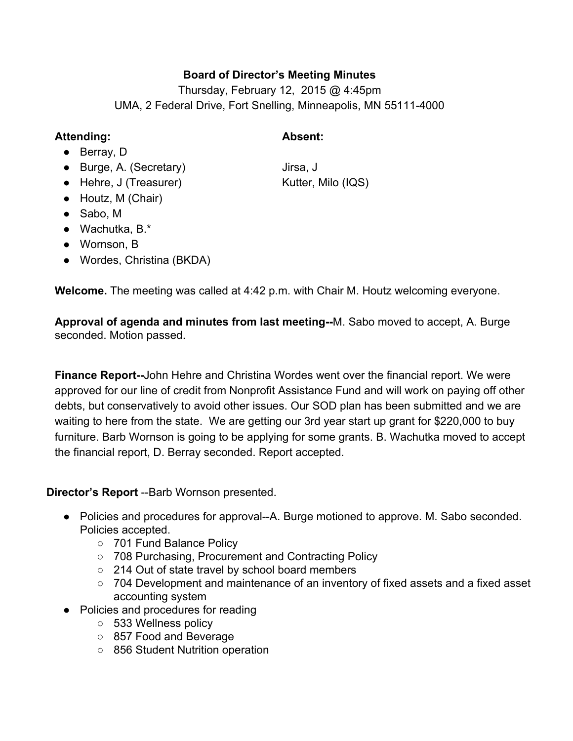# Board of Director's Meeting Minutes

Thursday, February 12, 2015 @ 4:45pm

UMA, 2 Federal Drive, Fort Snelling, Minneapolis, MN 55111-4000

**Attending:**

- Berray, D
- Burge, A. (Secretary)
- Hehre, J (Treasurer)
- Houtz, M (Chair)
- Sabo, M
- Wachutka, B.*
- Wornson, B
- Wordes, Christina (BKDA)

**Absent:**

- Jirsa, J
- Kutter, Milo (IQS)

**Welcome.** The meeting was called at 4:42 p.m. with Chair M. Houtz welcoming everyone.

**Approval of agenda and minutes from last meeting--**M. Sabo moved to accept, A. Burge seconded. Motion passed.

**Finance Report--**John Hehre and Christina Wordes went over the financial report. We were approved for our line of credit from Nonprofit Assistance Fund and will work on paying off other debts, but conservatively to avoid other issues. Our SOD plan has been submitted and we are waiting to here from the state. We are getting our 3rd year start up grant for $220,000 to buy furniture. Barb Wornson is going to be applying for some grants. B. Wachutka moved to accept the financial report, D. Berray seconded. Report accepted.

**Director's Report** --Barb Wornson presented.

- Policies and procedures for approval--A. Burge motioned to approve. M. Sabo seconded. Policies accepted.
  - 701 Fund Balance Policy
  - 708 Purchasing, Procurement and Contracting Policy
  - 214 Out of state travel by school board members
  - 704 Development and maintenance of an inventory of fixed assets and a fixed asset accounting system
- Policies and procedures for reading
  - 533 Wellness policy
  - 857 Food and Beverage
  - 856 Student Nutrition operation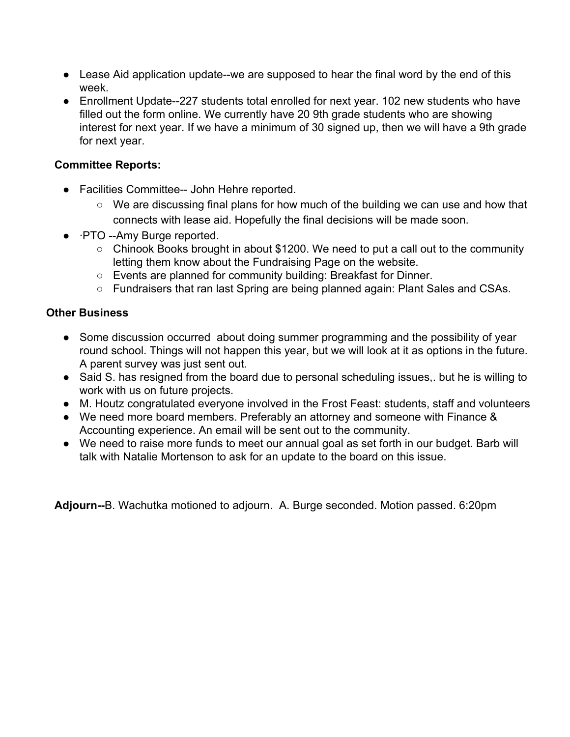- Lease Aid application update--we are supposed to hear the final word by the end of this week.
- Enrollment Update--227 students total enrolled for next year. 102 new students who have filled out the form online. We currently have 20 9th grade students who are showing interest for next year. If we have a minimum of 30 signed up, then we will have a 9th grade for next year.

**Committee Reports:**

- Facilities Committee-- John Hehre reported.
  - We are discussing final plans for how much of the building we can use and how that connects with lease aid. Hopefully the final decisions will be made soon.
- ·PTO --Amy Burge reported.
  - Chinook Books brought in about $1200. We need to put a call out to the community letting them know about the Fundraising Page on the website.
  - Events are planned for community building: Breakfast for Dinner.
  - Fundraisers that ran last Spring are being planned again: Plant Sales and CSAs.

**Other Business**

- Some discussion occurred about doing summer programming and the possibility of year round school. Things will not happen this year, but we will look at it as options in the future. A parent survey was just sent out.
- Said S. has resigned from the board due to personal scheduling issues,. but he is willing to work with us on future projects.
- M. Houtz congratulated everyone involved in the Frost Feast: students, staff and volunteers
- We need more board members. Preferably an attorney and someone with Finance & Accounting experience. An email will be sent out to the community.
- We need to raise more funds to meet our annual goal as set forth in our budget. Barb will talk with Natalie Mortenson to ask for an update to the board on this issue.

**Adjourn--**B. Wachutka motioned to adjourn. A. Burge seconded. Motion passed. 6:20pm